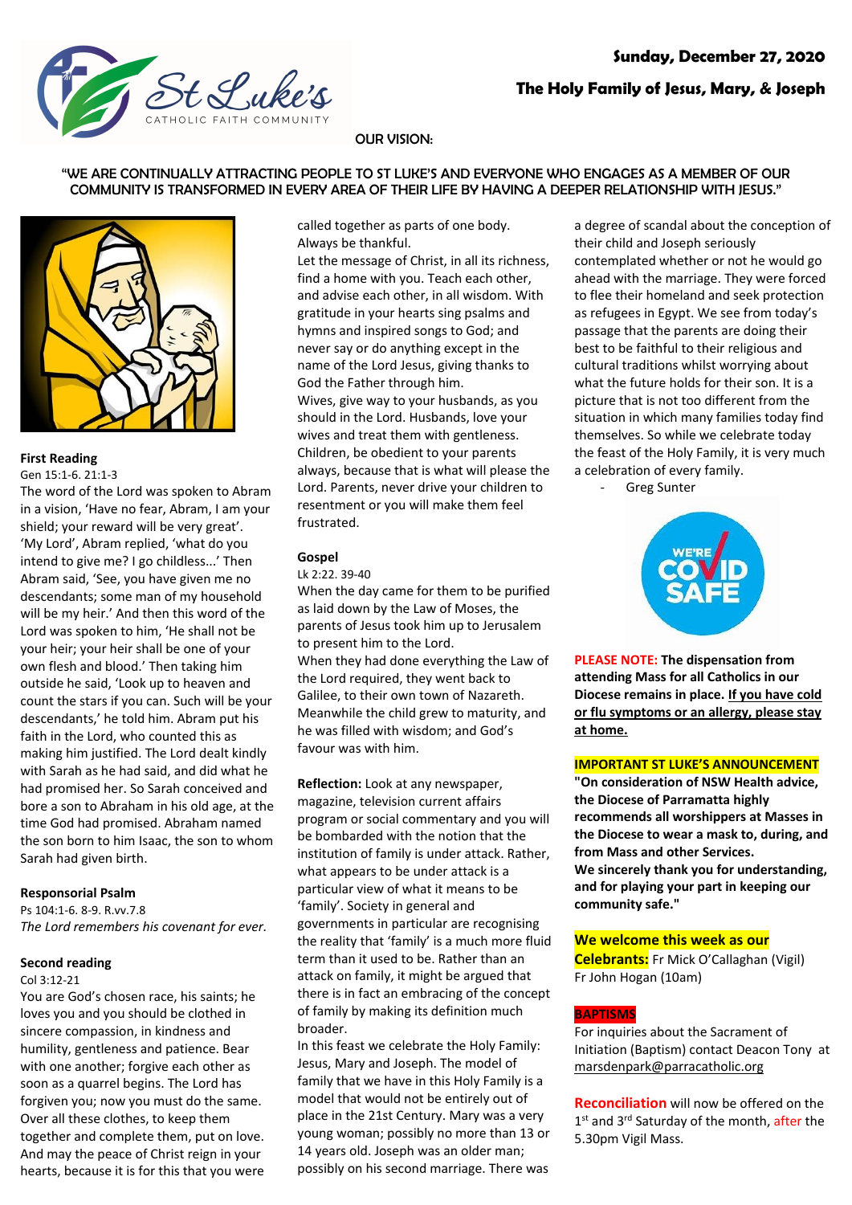**Sunday, December 27, 2020**

**The Holy Family of Jesus, Mary, & Joseph**

OUR VISION:

"WE ARE CONTINUALLY ATTRACTING PEOPLE TO ST LUKE'S AND EVERYONE WHO ENGAGES AS A MEMBER OF OUR COMMUNITY IS TRANSFORMED IN EVERY AREA OF THEIR LIFE BY HAVING A DEEPER RELATIONSHIP WITH JESUS."

**First Reading**

Gen 15:1-6. 21:1-3

The word of the Lord was spoken to Abram in a vision, 'Have no fear, Abram, I am your shield; your reward will be very great'. 'My Lord', Abram replied, 'what do you intend to give me? I go childless...' Then Abram said, 'See, you have given me no descendants; some man of my household will be my heir.' And then this word of the Lord was spoken to him, 'He shall not be your heir; your heir shall be one of your own flesh and blood.' Then taking him outside he said, 'Look up to heaven and count the stars if you can. Such will be your descendants,' he told him. Abram put his faith in the Lord, who counted this as making him justified. The Lord dealt kindly with Sarah as he had said, and did what he had promised her. So Sarah conceived and bore a son to Abraham in his old age, at the time God had promised. Abraham named the son born to him Isaac, the son to whom Sarah had given birth.

**Responsorial Psalm**

Ps 104:1-6. 8-9. R.vv.7.8

*The Lord remembers his covenant for ever.*

**Second reading**

Col 3:12-21

You are God's chosen race, his saints; he loves you and you should be clothed in sincere compassion, in kindness and humility, gentleness and patience. Bear with one another; forgive each other as soon as a quarrel begins. The Lord has forgiven you; now you must do the same. Over all these clothes, to keep them together and complete them, put on love. And may the peace of Christ reign in your hearts, because it is for this that you were called together as parts of one body. Always be thankful.

Let the message of Christ, in all its richness, find a home with you. Teach each other, and advise each other, in all wisdom. With gratitude in your hearts sing psalms and hymns and inspired songs to God; and never say or do anything except in the name of the Lord Jesus, giving thanks to God the Father through him.

Wives, give way to your husbands, as you should in the Lord. Husbands, love your wives and treat them with gentleness. Children, be obedient to your parents always, because that is what will please the Lord. Parents, never drive your children to resentment or you will make them feel frustrated.

**Gospel**

Lk 2:22. 39-40

When the day came for them to be purified as laid down by the Law of Moses, the parents of Jesus took him up to Jerusalem to present him to the Lord.

When they had done everything the Law of the Lord required, they went back to Galilee, to their own town of Nazareth. Meanwhile the child grew to maturity, and he was filled with wisdom; and God's favour was with him.

**Reflection:** Look at any newspaper, magazine, television current affairs program or social commentary and you will be bombarded with the notion that the institution of family is under attack. Rather, what appears to be under attack is a particular view of what it means to be 'family'. Society in general and governments in particular are recognising the reality that 'family' is a much more fluid term than it used to be. Rather than an attack on family, it might be argued that there is in fact an embracing of the concept of family by making its definition much broader.

In this feast we celebrate the Holy Family: Jesus, Mary and Joseph. The model of family that we have in this Holy Family is a model that would not be entirely out of place in the 21st Century. Mary was a very young woman; possibly no more than 13 or 14 years old. Joseph was an older man; possibly on his second marriage. There was a degree of scandal about the conception of their child and Joseph seriously contemplated whether or not he would go ahead with the marriage. They were forced to flee their homeland and seek protection as refugees in Egypt. We see from today's passage that the parents are doing their best to be faithful to their religious and cultural traditions whilst worrying about what the future holds for their son. It is a picture that is not too different from the situation in which many families today find themselves. So while we celebrate today the feast of the Holy Family, it is very much a celebration of every family.

- Greg Sunter

WE'RE COVID SAFE

**PLEASE NOTE: The dispensation from attending Mass for all Catholics in our Diocese remains in place. If you have cold or flu symptoms or an allergy, please stay at home.**

**IMPORTANT ST LUKE'S ANNOUNCEMENT**

**"On consideration of NSW Health advice, the Diocese of Parramatta highly recommends all worshippers at Masses in the Diocese to wear a mask to, during, and from Mass and other Services.**
**We sincerely thank you for understanding, and for playing your part in keeping our community safe."**

**We welcome this week as our Celebrants:** Fr Mick O'Callaghan (Vigil)
Fr John Hogan (10am)

**BAPTISMS**

For inquiries about the Sacrament of Initiation (Baptism) contact Deacon Tony at marsdenpark@parracatholic.org

**Reconciliation** will now be offered on the 1st and 3rd Saturday of the month, after the 5.30pm Vigil Mass.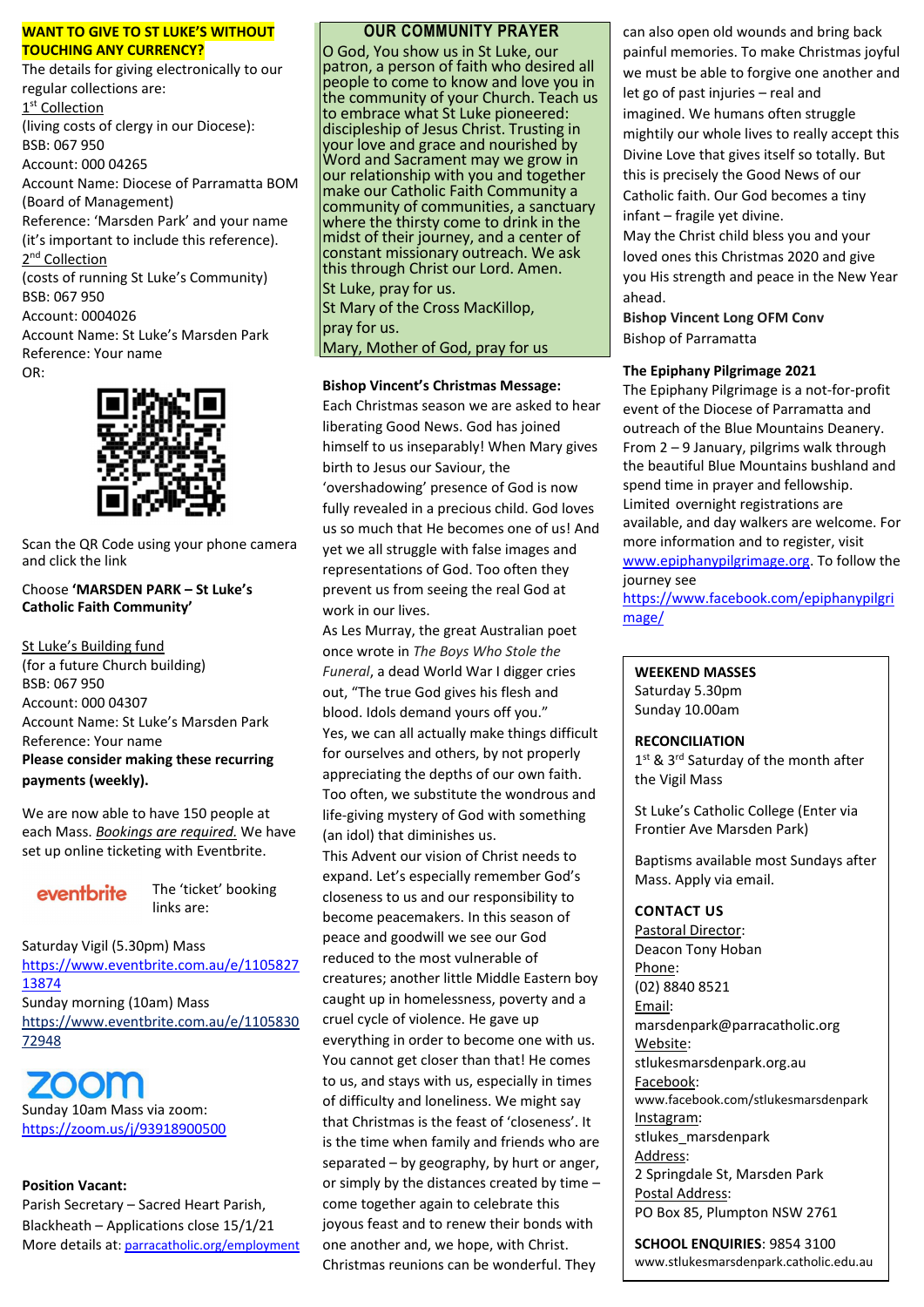**WANT TO GIVE TO ST LUKE'S WITHOUT TOUCHING ANY CURRENCY?**

The details for giving electronically to our regular collections are:

1st Collection
(living costs of clergy in our Diocese):
BSB: 067 950
Account: 000 04265
Account Name: Diocese of Parramatta BOM (Board of Management)
Reference: 'Marsden Park' and your name (it's important to include this reference).

2nd Collection
(costs of running St Luke's Community)
BSB: 067 950
Account: 0004026
Account Name: St Luke's Marsden Park
Reference: Your name

OR:

Scan the QR Code using your phone camera and click the link

Choose **'MARSDEN PARK – St Luke's Catholic Faith Community'**

St Luke's Building fund
(for a future Church building)
BSB: 067 950
Account: 000 04307
Account Name: St Luke's Marsden Park
Reference: Your name

**Please consider making these recurring payments (weekly).**

We are now able to have 150 people at each Mass. *Bookings are required.* We have set up online ticketing with Eventbrite.

eventbrite

The 'ticket' booking links are:

Saturday Vigil (5.30pm) Mass
https://www.eventbrite.com.au/e/110582713874

Sunday morning (10am) Mass
https://www.eventbrite.com.au/e/110583072948

zoom

Sunday 10am Mass via zoom:
https://zoom.us/j/93918900500

**Position Vacant:**
Parish Secretary – Sacred Heart Parish, Blackheath – Applications close 15/1/21
More details at: parracatholic.org/employment

## OUR COMMUNITY PRAYER

O God, You show us in St Luke, our patron, a person of faith who desired all people to come to know and love you in the community of your Church. Teach us to embrace what St Luke pioneered: discipleship of Jesus Christ. Trusting in your love and grace and nourished by Word and Sacrament may we grow in our relationship with you and together make our Catholic Faith Community a community of communities, a sanctuary where the thirsty come to drink in the midst of their journey, and a center of constant missionary outreach. We ask this through Christ our Lord. Amen.

St Luke, pray for us.
St Mary of the Cross MacKillop, pray for us.
Mary, Mother of God, pray for us

**Bishop Vincent's Christmas Message:**

Each Christmas season we are asked to hear liberating Good News. God has joined himself to us inseparably! When Mary gives birth to Jesus our Saviour, the 'overshadowing' presence of God is now fully revealed in a precious child. God loves us so much that He becomes one of us! And yet we all struggle with false images and representations of God. Too often they prevent us from seeing the real God at work in our lives.

As Les Murray, the great Australian poet once wrote in *The Boys Who Stole the Funeral*, a dead World War I digger cries out, "The true God gives his flesh and blood. Idols demand yours off you."

Yes, we can all actually make things difficult for ourselves and others, by not properly appreciating the depths of our own faith. Too often, we substitute the wondrous and life-giving mystery of God with something (an idol) that diminishes us.

This Advent our vision of Christ needs to expand. Let's especially remember God's closeness to us and our responsibility to become peacemakers. In this season of peace and goodwill we see our God reduced to the most vulnerable of creatures; another little Middle Eastern boy caught up in homelessness, poverty and a cruel cycle of violence. He gave up everything in order to become one with us. You cannot get closer than that! He comes to us, and stays with us, especially in times of difficulty and loneliness. We might say that Christmas is the feast of 'closeness'. It is the time when family and friends who are separated – by geography, by hurt or anger, or simply by the distances created by time – come together again to celebrate this joyous feast and to renew their bonds with one another and, we hope, with Christ. Christmas reunions can be wonderful. They can also open old wounds and bring back painful memories. To make Christmas joyful we must be able to forgive one another and let go of past injuries – real and imagined. We humans often struggle mightily our whole lives to really accept this Divine Love that gives itself so totally. But this is precisely the Good News of our Catholic faith. Our God becomes a tiny infant – fragile yet divine.

May the Christ child bless you and your loved ones this Christmas 2020 and give you His strength and peace in the New Year ahead.

**Bishop Vincent Long OFM Conv**
Bishop of Parramatta

**The Epiphany Pilgrimage 2021**

The Epiphany Pilgrimage is a not-for-profit event of the Diocese of Parramatta and outreach of the Blue Mountains Deanery. From 2 – 9 January, pilgrims walk through the beautiful Blue Mountains bushland and spend time in prayer and fellowship. Limited overnight registrations are available, and day walkers are welcome. For more information and to register, visit www.epiphanypilgrimage.org. To follow the journey see https://www.facebook.com/epiphanypilgrimage/

**WEEKEND MASSES**
Saturday 5.30pm
Sunday 10.00am

**RECONCILIATION**
1st & 3rd Saturday of the month after the Vigil Mass

St Luke's Catholic College (Enter via Frontier Ave Marsden Park)

Baptisms available most Sundays after Mass. Apply via email.

**CONTACT US**
Pastoral Director:
Deacon Tony Hoban
Phone:
(02) 8840 8521
Email:
marsdenpark@parracatholic.org
Website:
stlukesmarsdenpark.org.au
Facebook:
www.facebook.com/stlukesmarsdenpark
Instagram:
stlukes_marsdenpark
Address:
2 Springdale St, Marsden Park
Postal Address:
PO Box 85, Plumpton NSW 2761

**SCHOOL ENQUIRIES**: 9854 3100
www.stlukesmarsdenpark.catholic.edu.au